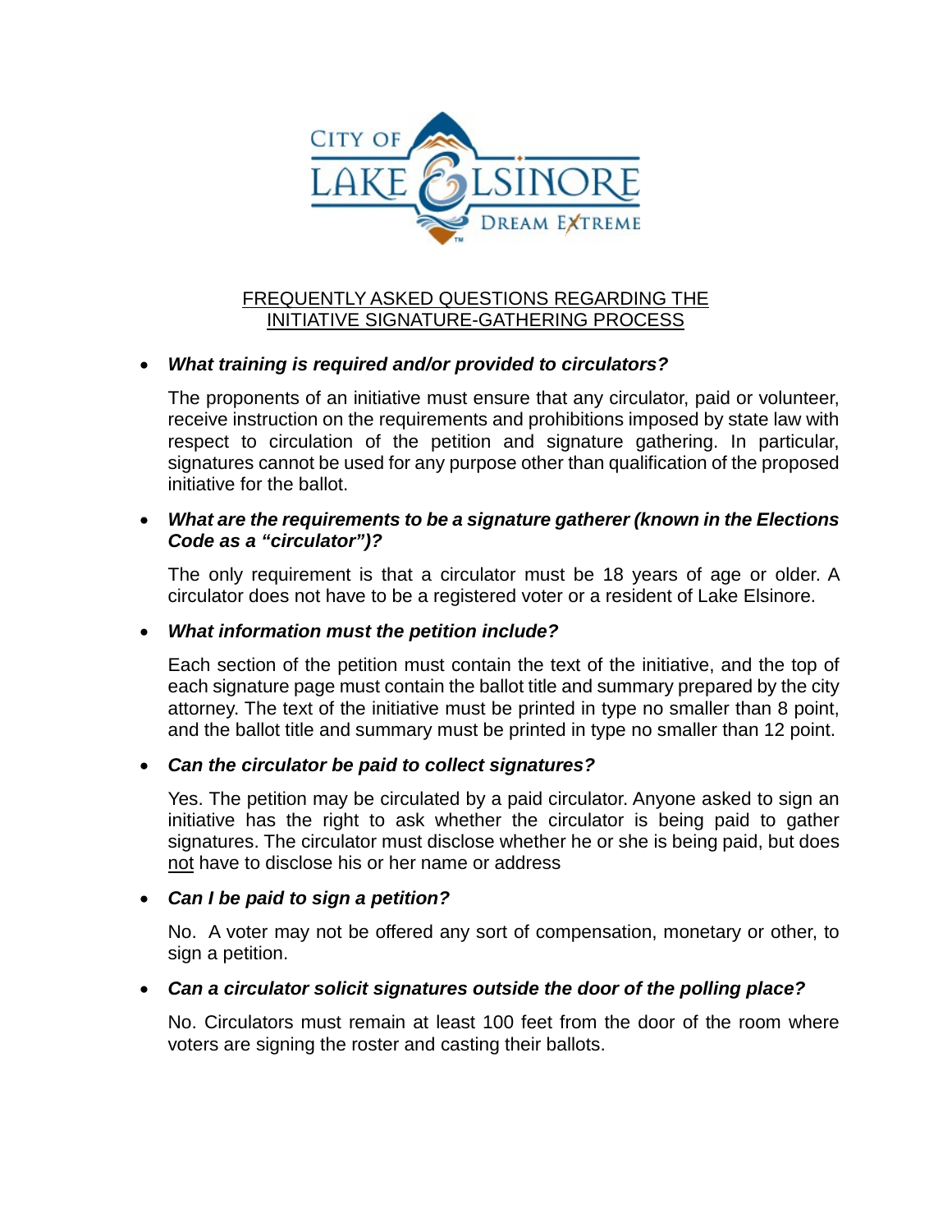CITY OF LAKE ELSINORE
DREAM EXTREME

## FREQUENTLY ASKED QUESTIONS REGARDING THE INITIATIVE SIGNATURE-GATHERING PROCESS

- ***What training is required and/or provided to circulators?***

  The proponents of an initiative must ensure that any circulator, paid or volunteer, receive instruction on the requirements and prohibitions imposed by state law with respect to circulation of the petition and signature gathering. In particular, signatures cannot be used for any purpose other than qualification of the proposed initiative for the ballot.

- ***What are the requirements to be a signature gatherer (known in the Elections Code as a "circulator")?***

  The only requirement is that a circulator must be 18 years of age or older. A circulator does not have to be a registered voter or a resident of Lake Elsinore.

- ***What information must the petition include?***

  Each section of the petition must contain the text of the initiative, and the top of each signature page must contain the ballot title and summary prepared by the city attorney. The text of the initiative must be printed in type no smaller than 8 point, and the ballot title and summary must be printed in type no smaller than 12 point.

- ***Can the circulator be paid to collect signatures?***

  Yes. The petition may be circulated by a paid circulator. Anyone asked to sign an initiative has the right to ask whether the circulator is being paid to gather signatures. The circulator must disclose whether he or she is being paid, but does not have to disclose his or her name or address

- ***Can I be paid to sign a petition?***

  No. A voter may not be offered any sort of compensation, monetary or other, to sign a petition.

- ***Can a circulator solicit signatures outside the door of the polling place?***

  No. Circulators must remain at least 100 feet from the door of the room where voters are signing the roster and casting their ballots.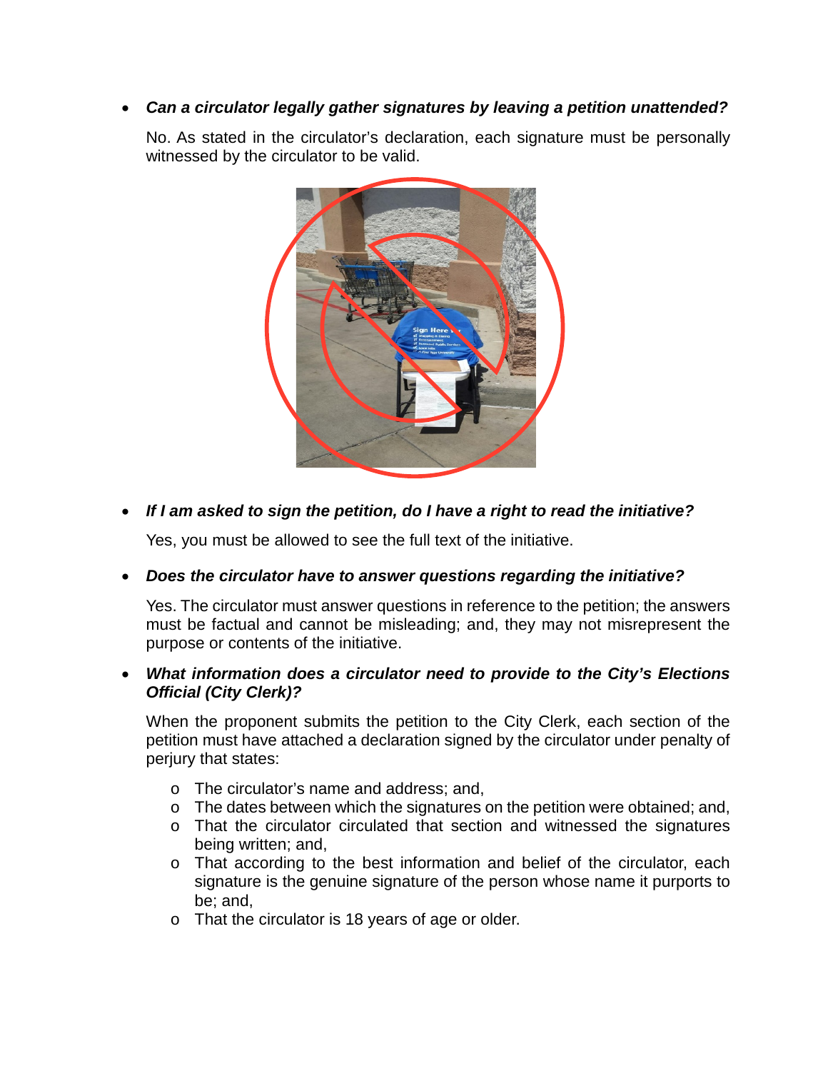- ***Can a circulator legally gather signatures by leaving a petition unattended?***

  No. As stated in the circulator's declaration, each signature must be personally witnessed by the circulator to be valid.

- ***If I am asked to sign the petition, do I have a right to read the initiative?***

  Yes, you must be allowed to see the full text of the initiative.

- ***Does the circulator have to answer questions regarding the initiative?***

  Yes. The circulator must answer questions in reference to the petition; the answers must be factual and cannot be misleading; and, they may not misrepresent the purpose or contents of the initiative.

- ***What information does a circulator need to provide to the City's Elections Official (City Clerk)?***

  When the proponent submits the petition to the City Clerk, each section of the petition must have attached a declaration signed by the circulator under penalty of perjury that states:

  - The circulator's name and address; and,
  - The dates between which the signatures on the petition were obtained; and,
  - That the circulator circulated that section and witnessed the signatures being written; and,
  - That according to the best information and belief of the circulator, each signature is the genuine signature of the person whose name it purports to be; and,
  - That the circulator is 18 years of age or older.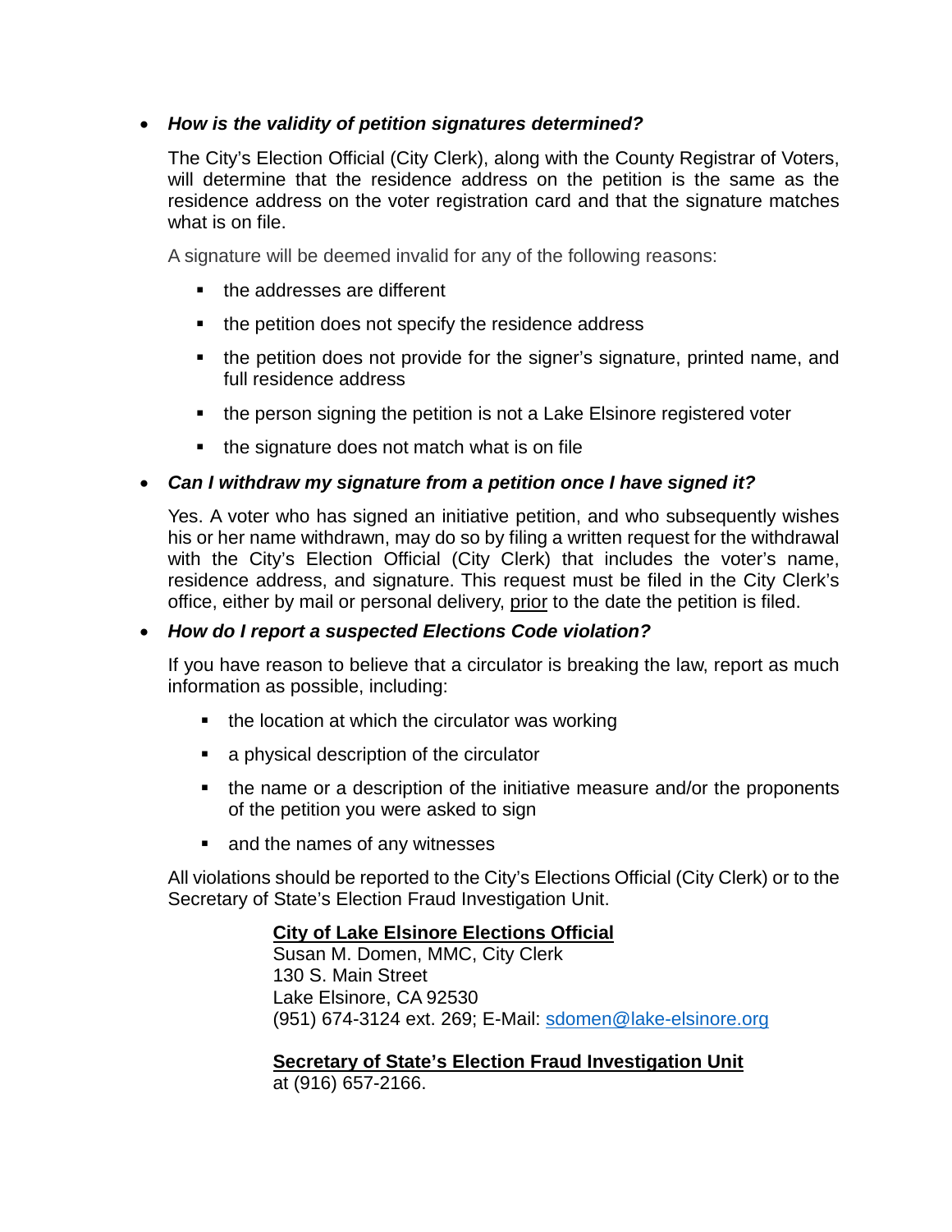- ***How is the validity of petition signatures determined?***

  The City's Election Official (City Clerk), along with the County Registrar of Voters, will determine that the residence address on the petition is the same as the residence address on the voter registration card and that the signature matches what is on file.

  A signature will be deemed invalid for any of the following reasons:

  - the addresses are different
  - the petition does not specify the residence address
  - the petition does not provide for the signer's signature, printed name, and full residence address
  - the person signing the petition is not a Lake Elsinore registered voter
  - the signature does not match what is on file

- ***Can I withdraw my signature from a petition once I have signed it?***

  Yes. A voter who has signed an initiative petition, and who subsequently wishes his or her name withdrawn, may do so by filing a written request for the withdrawal with the City's Election Official (City Clerk) that includes the voter's name, residence address, and signature. This request must be filed in the City Clerk's office, either by mail or personal delivery, <u>prior</u> to the date the petition is filed.

- ***How do I report a suspected Elections Code violation?***

  If you have reason to believe that a circulator is breaking the law, report as much information as possible, including:

  - the location at which the circulator was working
  - a physical description of the circulator
  - the name or a description of the initiative measure and/or the proponents of the petition you were asked to sign
  - and the names of any witnesses

  All violations should be reported to the City's Elections Official (City Clerk) or to the Secretary of State's Election Fraud Investigation Unit.

  **<u>City of Lake Elsinore Elections Official</u>**
  Susan M. Domen, MMC, City Clerk
  130 S. Main Street
  Lake Elsinore, CA 92530
  (951) 674-3124 ext. 269; E-Mail: sdomen@lake-elsinore.org

  **<u>Secretary of State's Election Fraud Investigation Unit</u>**
  at (916) 657-2166.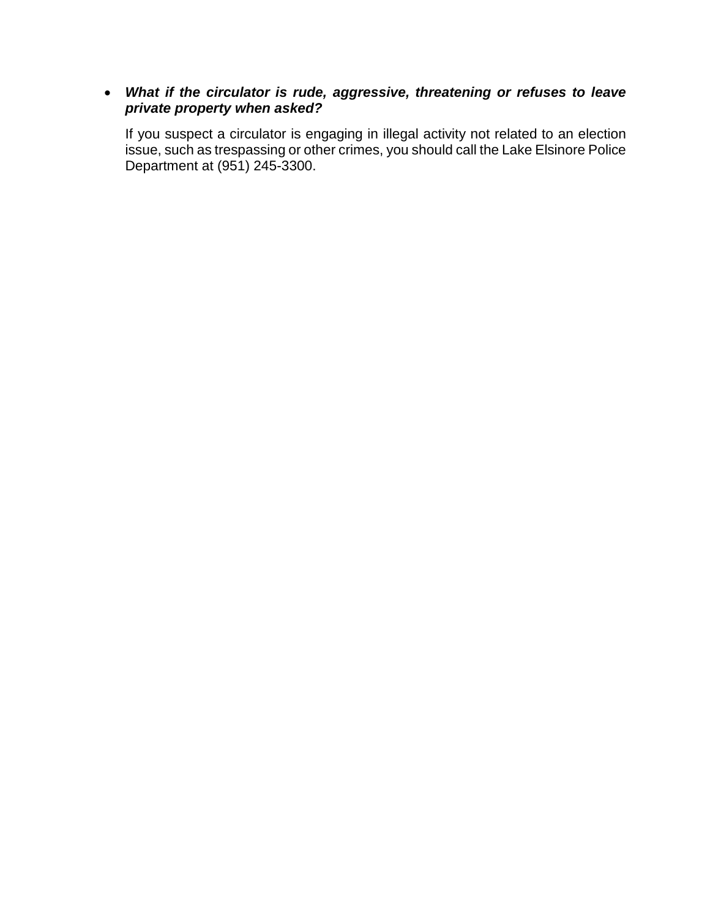- ***What if the circulator is rude, aggressive, threatening or refuses to leave private property when asked?***

  If you suspect a circulator is engaging in illegal activity not related to an election issue, such as trespassing or other crimes, you should call the Lake Elsinore Police Department at (951) 245-3300.